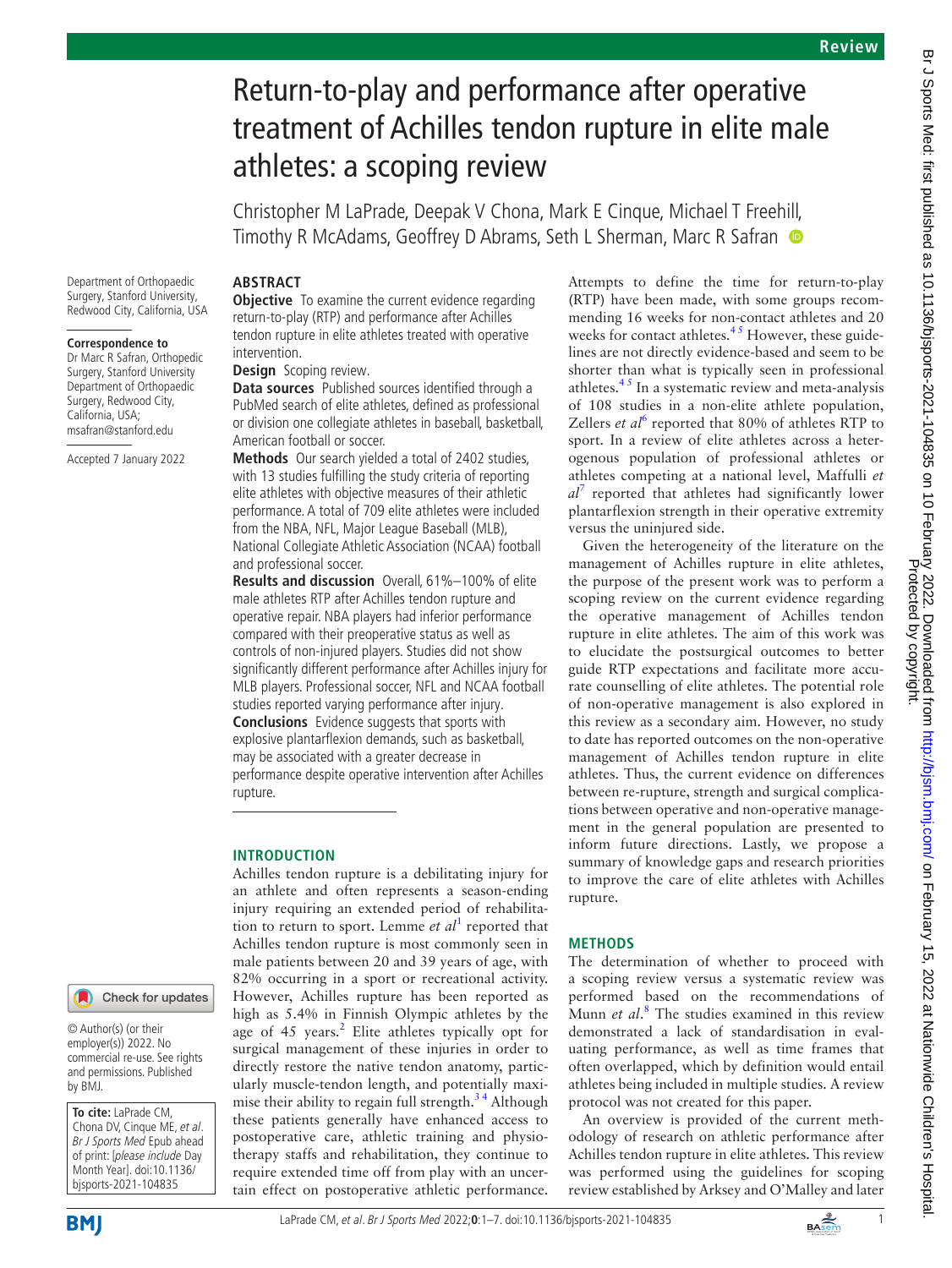# Return-to-play and performance after operative treatment of Achilles tendon rupture in elite male athletes: a scoping review

Christopher M LaPrade, Deepak V Chona, Mark E Cinque, Michael T Freehill, Timothy R McAdams, Geoffrey D Abrams, Seth L Sherman, Marc R Safran

Department of Orthopaedic Surgery, Stanford University, Redwood City, California, USA

**Correspondence to**
Dr Marc R Safran, Orthopedic Surgery, Stanford University Department of Orthopaedic Surgery, Redwood City, California, USA; msafran@stanford.edu

Accepted 7 January 2022

© Author(s) (or their employer(s)) 2022. No commercial re-use. See rights and permissions. Published by BMJ.

**To cite:** LaPrade CM, Chona DV, Cinque ME, *et al*. *Br J Sports Med* Epub ahead of print: [*please include* Day Month Year]. doi:10.1136/bjsports-2021-104835

## ABSTRACT

**Objective** To examine the current evidence regarding return-to-play (RTP) and performance after Achilles tendon rupture in elite athletes treated with operative intervention.

**Design** Scoping review.

**Data sources** Published sources identified through a PubMed search of elite athletes, defined as professional or division one collegiate athletes in baseball, basketball, American football or soccer.

**Methods** Our search yielded a total of 2402 studies, with 13 studies fulfilling the study criteria of reporting elite athletes with objective measures of their athletic performance. A total of 709 elite athletes were included from the NBA, NFL, Major League Baseball (MLB), National Collegiate Athletic Association (NCAA) football and professional soccer.

**Results and discussion** Overall, 61%–100% of elite male athletes RTP after Achilles tendon rupture and operative repair. NBA players had inferior performance compared with their preoperative status as well as controls of non-injured players. Studies did not show significantly different performance after Achilles injury for MLB players. Professional soccer, NFL and NCAA football studies reported varying performance after injury.

**Conclusions** Evidence suggests that sports with explosive plantarflexion demands, such as basketball, may be associated with a greater decrease in performance despite operative intervention after Achilles rupture.

## INTRODUCTION

Achilles tendon rupture is a debilitating injury for an athlete and often represents a season-ending injury requiring an extended period of rehabilitation to return to sport. Lemme *et al*[1] reported that Achilles tendon rupture is most commonly seen in male patients between 20 and 39 years of age, with 82% occurring in a sport or recreational activity. However, Achilles rupture has been reported as high as 5.4% in Finnish Olympic athletes by the age of 45 years.[2] Elite athletes typically opt for surgical management of these injuries in order to directly restore the native tendon anatomy, particularly muscle-tendon length, and potentially maximise their ability to regain full strength.[3 4] Although these patients generally have enhanced access to postoperative care, athletic training and physiotherapy staffs and rehabilitation, they continue to require extended time off from play with an uncertain effect on postoperative athletic performance.

Attempts to define the time for return-to-play (RTP) have been made, with some groups recommending 16 weeks for non-contact athletes and 20 weeks for contact athletes.[4 5] However, these guidelines are not directly evidence-based and seem to be shorter than what is typically seen in professional athletes.[4 5] In a systematic review and meta-analysis of 108 studies in a non-elite athlete population, Zellers *et al*[6] reported that 80% of athletes RTP to sport. In a review of elite athletes across a heterogeneous population of professional athletes or athletes competing at a national level, Maffulli *et al*[7] reported that athletes had significantly lower plantarflexion strength in their operative extremity versus the uninjured side.

Given the heterogeneity of the literature on the management of Achilles rupture in elite athletes, the purpose of the present work was to perform a scoping review on the current evidence regarding the operative management of Achilles tendon rupture in elite athletes. The aim of this work was to elucidate the postsurgical outcomes to better guide RTP expectations and facilitate more accurate counselling of elite athletes. The potential role of non-operative management is also explored in this review as a secondary aim. However, no study to date has reported outcomes on the non-operative management of Achilles tendon rupture in elite athletes. Thus, the current evidence on differences between re-rupture, strength and surgical complications between operative and non-operative management in the general population are presented to inform future directions. Lastly, we propose a summary of knowledge gaps and research priorities to improve the care of elite athletes with Achilles rupture.

## METHODS

The determination of whether to proceed with a scoping review versus a systematic review was performed based on the recommendations of Munn *et al*.[8] The studies examined in this review demonstrated a lack of standardisation in evaluating performance, as well as time frames that often overlapped, which by definition would entail athletes being included in multiple studies. A review protocol was not created for this paper.

An overview is provided of the current methodology of research on athletic performance after Achilles tendon rupture in elite athletes. This review was performed using the guidelines for scoping review established by Arksey and O'Malley and later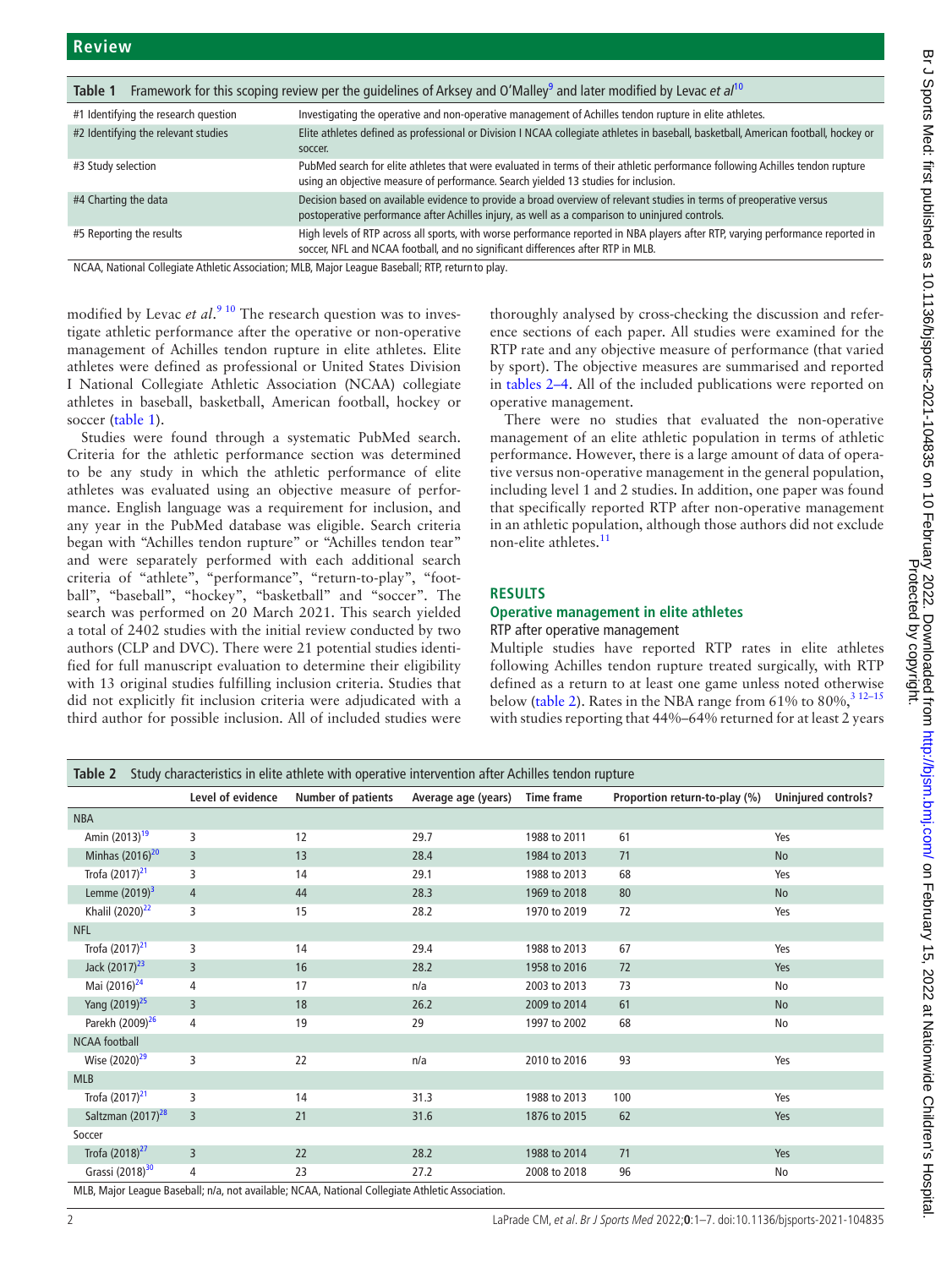**Table 1** Framework for this scoping review per the guidelines of Arksey and O'Malley[9] and later modified by Levac *et al*[10]

| | |
|---|---|
| #1 Identifying the research question | Investigating the operative and non-operative management of Achilles tendon rupture in elite athletes. |
| #2 Identifying the relevant studies | Elite athletes defined as professional or Division I NCAA collegiate athletes in baseball, basketball, American football, hockey or soccer. |
| #3 Study selection | PubMed search for elite athletes that were evaluated in terms of their athletic performance following Achilles tendon rupture using an objective measure of performance. Search yielded 13 studies for inclusion. |
| #4 Charting the data | Decision based on available evidence to provide a broad overview of relevant studies in terms of preoperative versus postoperative performance after Achilles injury, as well as a comparison to uninjured controls. |
| #5 Reporting the results | High levels of RTP across all sports, with worse performance reported in NBA players after RTP, varying performance reported in soccer, NFL and NCAA football, and no significant differences after RTP in MLB. |

NCAA, National Collegiate Athletic Association; MLB, Major League Baseball; RTP, return to play.

modified by Levac *et al*.[9,10] The research question was to investigate athletic performance after the operative or non-operative management of Achilles tendon rupture in elite athletes. Elite athletes were defined as professional or United States Division I National Collegiate Athletic Association (NCAA) collegiate athletes in baseball, basketball, American football, hockey or soccer (table 1).

Studies were found through a systematic PubMed search. Criteria for the athletic performance section was determined to be any study in which the athletic performance of elite athletes was evaluated using an objective measure of performance. English language was a requirement for inclusion, and any year in the PubMed database was eligible. Search criteria began with "Achilles tendon rupture" or "Achilles tendon tear" and were separately performed with each additional search criteria of "athlete", "performance", "return-to-play", "football", "baseball", "hockey", "basketball" and "soccer". The search was performed on 20 March 2021. This search yielded a total of 2402 studies with the initial review conducted by two authors (CLP and DVC). There were 21 potential studies identified for full manuscript evaluation to determine their eligibility with 13 original studies fulfilling inclusion criteria. Studies that did not explicitly fit inclusion criteria were adjudicated with a third author for possible inclusion. All of included studies were thoroughly analysed by cross-checking the discussion and reference sections of each paper. All studies were examined for the RTP rate and any objective measure of performance (that varied by sport). The objective measures are summarised and reported in tables 2–4. All of the included publications were reported on operative management.

There were no studies that evaluated the non-operative management of an elite athletic population in terms of athletic performance. However, there is a large amount of data of operative versus non-operative management in the general population, including level 1 and 2 studies. In addition, one paper was found that specifically reported RTP after non-operative management in an athletic population, although those authors did not exclude non-elite athletes.[11]

## RESULTS

### Operative management in elite athletes

#### RTP after operative management

Multiple studies have reported RTP rates in elite athletes following Achilles tendon rupture treated surgically, with RTP defined as a return to at least one game unless noted otherwise below (table 2). Rates in the NBA range from 61% to 80%,[3,12–15] with studies reporting that 44%–64% returned for at least 2 years

**Table 2** Study characteristics in elite athlete with operative intervention after Achilles tendon rupture

| | Level of evidence | Number of patients | Average age (years) | Time frame | Proportion return-to-play (%) | Uninjured controls? |
|---|---|---|---|---|---|---|
| NBA | | | | | | |
| Amin (2013)[19] | 3 | 12 | 29.7 | 1988 to 2011 | 61 | Yes |
| Minhas (2016)[20] | 3 | 13 | 28.4 | 1984 to 2013 | 71 | No |
| Trofa (2017)[21] | 3 | 14 | 29.1 | 1988 to 2013 | 68 | Yes |
| Lemme (2019)[3] | 4 | 44 | 28.3 | 1969 to 2018 | 80 | No |
| Khalil (2020)[22] | 3 | 15 | 28.2 | 1970 to 2019 | 72 | Yes |
| NFL | | | | | | |
| Trofa (2017)[21] | 3 | 14 | 29.4 | 1988 to 2013 | 67 | Yes |
| Jack (2017)[23] | 3 | 16 | 28.2 | 1958 to 2016 | 72 | Yes |
| Mai (2016)[24] | 4 | 17 | n/a | 2003 to 2013 | 73 | No |
| Yang (2019)[25] | 3 | 18 | 26.2 | 2009 to 2014 | 61 | No |
| Parekh (2009)[26] | 4 | 19 | 29 | 1997 to 2002 | 68 | No |
| NCAA football | | | | | | |
| Wise (2020)[29] | 3 | 22 | n/a | 2010 to 2016 | 93 | Yes |
| MLB | | | | | | |
| Trofa (2017)[21] | 3 | 14 | 31.3 | 1988 to 2013 | 100 | Yes |
| Saltzman (2017)[28] | 3 | 21 | 31.6 | 1876 to 2015 | 62 | Yes |
| Soccer | | | | | | |
| Trofa (2018)[27] | 3 | 22 | 28.2 | 1988 to 2014 | 71 | Yes |
| Grassi (2018)[30] | 4 | 23 | 27.2 | 2008 to 2018 | 96 | No |

MLB, Major League Baseball; n/a, not available; NCAA, National Collegiate Athletic Association.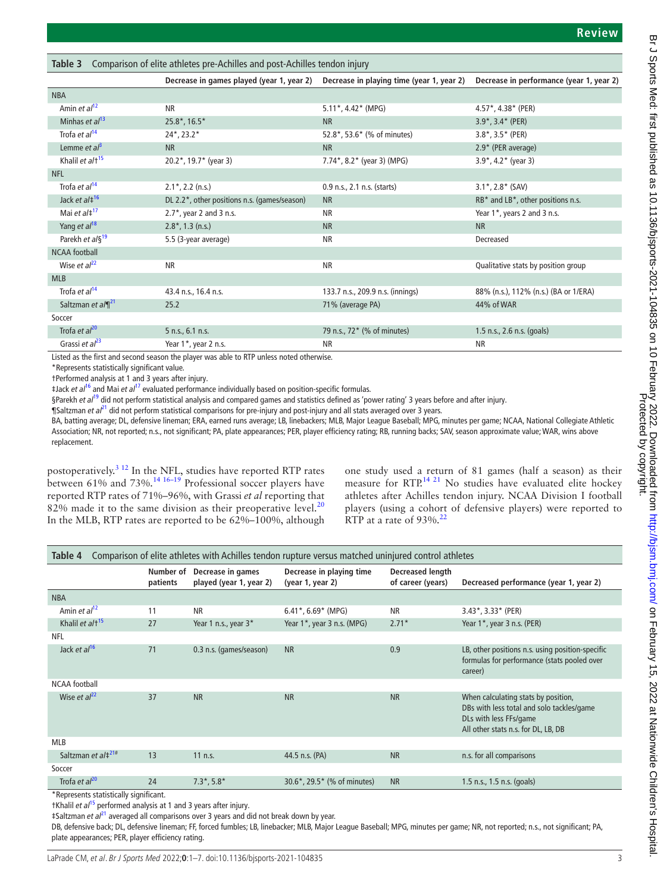**Table 3** Comparison of elite athletes pre-Achilles and post-Achilles tendon injury

| | Decrease in games played (year 1, year 2) | Decrease in playing time (year 1, year 2) | Decrease in performance (year 1, year 2) |
|---|---|---|---|
| NBA | | | |
| Amin *et al*[12] | NR | 5.11*, 4.42* (MPG) | 4.57*, 4.38* (PER) |
| Minhas *et al*[13] | 25.8*, 16.5* | NR | 3.9*, 3.4* (PER) |
| Trofa *et al*[14] | 24*, 23.2* | 52.8*, 53.6* (% of minutes) | 3.8*, 3.5* (PER) |
| Lemme *et al*[3] | NR | NR | 2.9* (PER average) |
| Khalil *et al*†[15] | 20.2*, 19.7* (year 3) | 7.74*, 8.2* (year 3) (MPG) | 3.9*, 4.2* (year 3) |
| NFL | | | |
| Trofa *et al*[14] | 2.1*, 2.2 (n.s.) | 0.9 n.s., 2.1 n.s. (starts) | 3.1*, 2.8* (SAV) |
| Jack *et al*‡[16] | DL 2.2*, other positions n.s. (games/season) | NR | RB* and LB*, other positions n.s. |
| Mai *et al*‡[17] | 2.7*, year 2 and 3 n.s. | NR | Year 1*, years 2 and 3 n.s. |
| Yang *et al*[18] | 2.8*, 1.3 (n.s.) | NR | NR |
| Parekh *et al*§[19] | 5.5 (3-year average) | NR | Decreased |
| NCAA football | | | |
| Wise *et al*[22] | NR | NR | Qualitative stats by position group |
| MLB | | | |
| Trofa *et al*[14] | 43.4 n.s., 16.4 n.s. | 133.7 n.s., 209.9 n.s. (innings) | 88% (n.s.), 112% (n.s.) (BA or 1/ERA) |
| Saltzman *et al*¶[21] | 25.2 | 71% (average PA) | 44% of WAR |
| Soccer | | | |
| Trofa *et al*[20] | 5 n.s., 6.1 n.s. | 79 n.s., 72* (% of minutes) | 1.5 n.s., 2.6 n.s. (goals) |
| Grassi *et al*[23] | Year 1*, year 2 n.s. | NR | NR |

Listed as the first and second season the player was able to RTP unless noted otherwise.
*Represents statistically significant value.
†Performed analysis at 1 and 3 years after injury.
‡Jack *et al*[16] and Mai *et al*[17] evaluated performance individually based on position-specific formulas.
§Parekh *et al*[19] did not perform statistical analysis and compared games and statistics defined as 'power rating' 3 years before and after injury.
¶Saltzman *et al*[21] did not perform statistical comparisons for pre-injury and post-injury and all stats averaged over 3 years.
BA, batting average; DL, defensive lineman; ERA, earned runs average; LB, linebackers; MLB, Major League Baseball; MPG, minutes per game; NCAA, National Collegiate Athletic Association; NR, not reported; n.s., not significant; PA, plate appearances; PER, player efficiency rating; RB, running backs; SAV, season approximate value; WAR, wins above replacement.

postoperatively.[3,12] In the NFL, studies have reported RTP rates between 61% and 73%.[14,16–19] Professional soccer players have reported RTP rates of 71%–96%, with Grassi *et al* reporting that 82% made it to the same division as their preoperative level.[20] In the MLB, RTP rates are reported to be 62%–100%, although one study used a return of 81 games (half a season) as their measure for RTP.[14,21] No studies have evaluated elite hockey athletes after Achilles tendon injury. NCAA Division I football players (using a cohort of defensive players) were reported to RTP at a rate of 93%.[22]

**Table 4** Comparison of elite athletes with Achilles tendon rupture versus matched uninjured control athletes

| | Number of patients | Decrease in games played (year 1, year 2) | Decrease in playing time (year 1, year 2) | Decreased length of career (years) | Decreased performance (year 1, year 2) |
|---|---|---|---|---|---|
| NBA | | | | | |
| Amin *et al*[12] | 11 | NR | 6.41*, 6.69* (MPG) | NR | 3.43*, 3.33* (PER) |
| Khalil *et al*†[15] | 27 | Year 1 n.s., year 3* | Year 1*, year 3 n.s. (MPG) | 2.71* | Year 1*, year 3 n.s. (PER) |
| NFL | | | | | |
| Jack *et al*[16] | 71 | 0.3 n.s. (games/season) | NR | 0.9 | LB, other positions n.s. using position-specific formulas for performance (stats pooled over career) |
| NCAA football | | | | | |
| Wise *et al*[22] | 37 | NR | NR | NR | When calculating stats by position, DBs with less total and solo tackles/game DLs with less FFs/game All other stats n.s. for DL, LB, DB |
| MLB | | | | | |
| Saltzman *et al*‡[21]# | 13 | 11 n.s. | 44.5 n.s. (PA) | NR | n.s. for all comparisons |
| Soccer | | | | | |
| Trofa *et al*[20] | 24 | 7.3*, 5.8* | 30.6*, 29.5* (% of minutes) | NR | 1.5 n.s., 1.5 n.s. (goals) |

*Represents statistically significant.
†Khalil *et al*[15] performed analysis at 1 and 3 years after injury.
‡Saltzman *et al*[21] averaged all comparisons over 3 years and did not break down by year.
DB, defensive back; DL, defensive lineman; FF, forced fumbles; LB, linebacker; MLB, Major League Baseball; MPG, minutes per game; NR, not reported; n.s., not significant; PA, plate appearances; PER, player efficiency rating.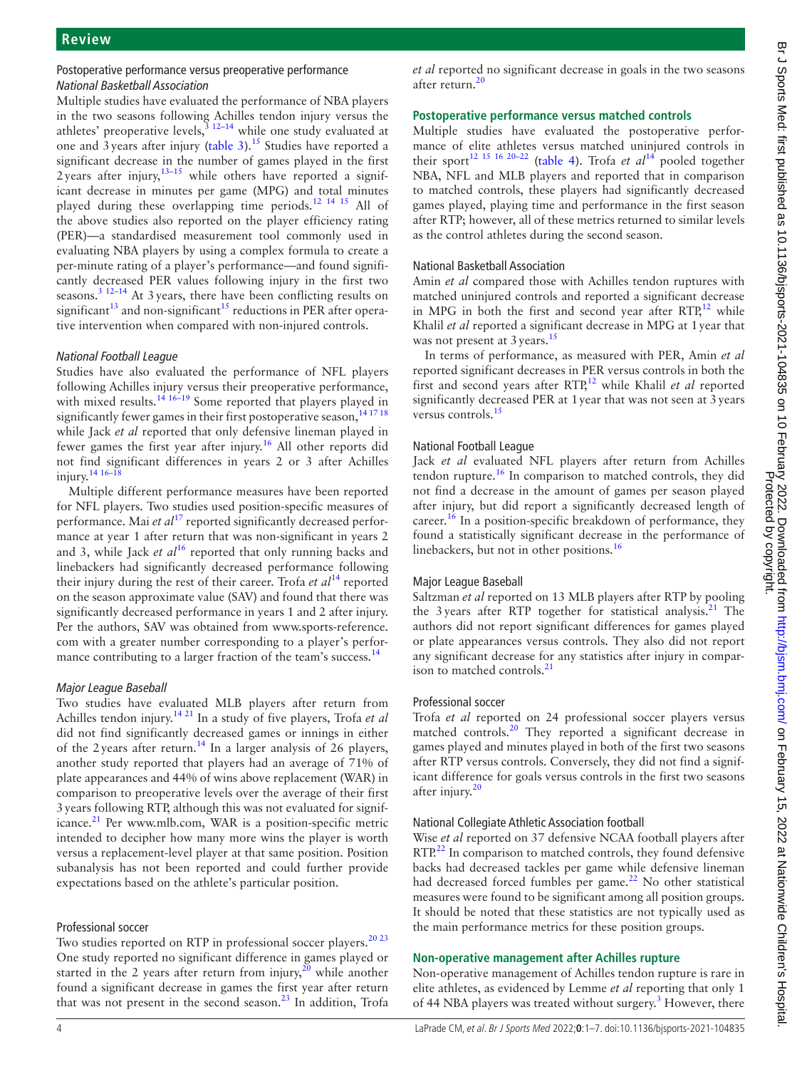### Postoperative performance versus preoperative performance

#### *National Basketball Association*

Multiple studies have evaluated the performance of NBA players in the two seasons following Achilles tendon injury versus the athletes' preoperative levels,[3 12–14] while one study evaluated at one and 3 years after injury (table 3).[15] Studies have reported a significant decrease in the number of games played in the first 2 years after injury,[13–15] while others have reported a significant decrease in minutes per game (MPG) and total minutes played during these overlapping time periods.[12 14 15] All of the above studies also reported on the player efficiency rating (PER)—a standardised measurement tool commonly used in evaluating NBA players by using a complex formula to create a per-minute rating of a player's performance—and found significantly decreased PER values following injury in the first two seasons.[3 12–14] At 3 years, there have been conflicting results on significant[13] and non-significant[15] reductions in PER after operative intervention when compared with non-injured controls.

#### *National Football League*

Studies have also evaluated the performance of NFL players following Achilles injury versus their preoperative performance, with mixed results.[14 16–19] Some reported that players played in significantly fewer games in their first postoperative season,[14 17 18] while Jack *et al* reported that only defensive lineman played in fewer games the first year after injury.[16] All other reports did not find significant differences in years 2 or 3 after Achilles injury.[14 16–18]

Multiple different performance measures have been reported for NFL players. Two studies used position-specific measures of performance. Mai *et al*[17] reported significantly decreased performance at year 1 after return that was non-significant in years 2 and 3, while Jack *et al*[16] reported that only running backs and linebackers had significantly decreased performance following their injury during the rest of their career. Trofa *et al*[14] reported on the season approximate value (SAV) and found that there was significantly decreased performance in years 1 and 2 after injury. Per the authors, SAV was obtained from www.sports-reference.com with a greater number corresponding to a player's performance contributing to a larger fraction of the team's success.[14]

#### *Major League Baseball*

Two studies have evaluated MLB players after return from Achilles tendon injury.[14 21] In a study of five players, Trofa *et al* did not find significantly decreased games or innings in either of the 2 years after return.[14] In a larger analysis of 26 players, another study reported that players had an average of 71% of plate appearances and 44% of wins above replacement (WAR) in comparison to preoperative levels over the average of their first 3 years following RTP, although this was not evaluated for significance.[21] Per www.mlb.com, WAR is a position-specific metric intended to decipher how many more wins the player is worth versus a replacement-level player at that same position. Position subanalysis has not been reported and could further provide expectations based on the athlete's particular position.

#### Professional soccer

Two studies reported on RTP in professional soccer players.[20 23] One study reported no significant difference in games played or started in the 2 years after return from injury,[20] while another found a significant decrease in games the first year after return that was not present in the second season.[23] In addition, Trofa *et al* reported no significant decrease in goals in the two seasons after return.[20]

### Postoperative performance versus matched controls

Multiple studies have evaluated the postoperative performance of elite athletes versus matched uninjured controls in their sport[12 15 16 20–22] (table 4). Trofa *et al*[14] pooled together NBA, NFL and MLB players and reported that in comparison to matched controls, these players had significantly decreased games played, playing time and performance in the first season after RTP; however, all of these metrics returned to similar levels as the control athletes during the second season.

#### National Basketball Association

Amin *et al* compared those with Achilles tendon ruptures with matched uninjured controls and reported a significant decrease in MPG in both the first and second year after RTP,[12] while Khalil *et al* reported a significant decrease in MPG at 1 year that was not present at 3 years.[15]

In terms of performance, as measured with PER, Amin *et al* reported significant decreases in PER versus controls in both the first and second years after RTP,[12] while Khalil *et al* reported significantly decreased PER at 1 year that was not seen at 3 years versus controls.[15]

#### National Football League

Jack *et al* evaluated NFL players after return from Achilles tendon rupture.[16] In comparison to matched controls, they did not find a decrease in the amount of games per season played after injury, but did report a significantly decreased length of career.[16] In a position-specific breakdown of performance, they found a statistically significant decrease in the performance of linebackers, but not in other positions.[16]

#### Major League Baseball

Saltzman *et al* reported on 13 MLB players after RTP by pooling the 3 years after RTP together for statistical analysis.[21] The authors did not report significant differences for games played or plate appearances versus controls. They also did not report any significant decrease for any statistics after injury in comparison to matched controls.[21]

#### Professional soccer

Trofa *et al* reported on 24 professional soccer players versus matched controls.[20] They reported a significant decrease in games played and minutes played in both of the first two seasons after RTP versus controls. Conversely, they did not find a significant difference for goals versus controls in the first two seasons after injury.[20]

#### National Collegiate Athletic Association football

Wise *et al* reported on 37 defensive NCAA football players after RTP.[22] In comparison to matched controls, they found defensive backs had decreased tackles per game while defensive lineman had decreased forced fumbles per game.[22] No other statistical measures were found to be significant among all position groups. It should be noted that these statistics are not typically used as the main performance metrics for these position groups.

### Non-operative management after Achilles rupture

Non-operative management of Achilles tendon rupture is rare in elite athletes, as evidenced by Lemme *et al* reporting that only 1 of 44 NBA players was treated without surgery.[3] However, there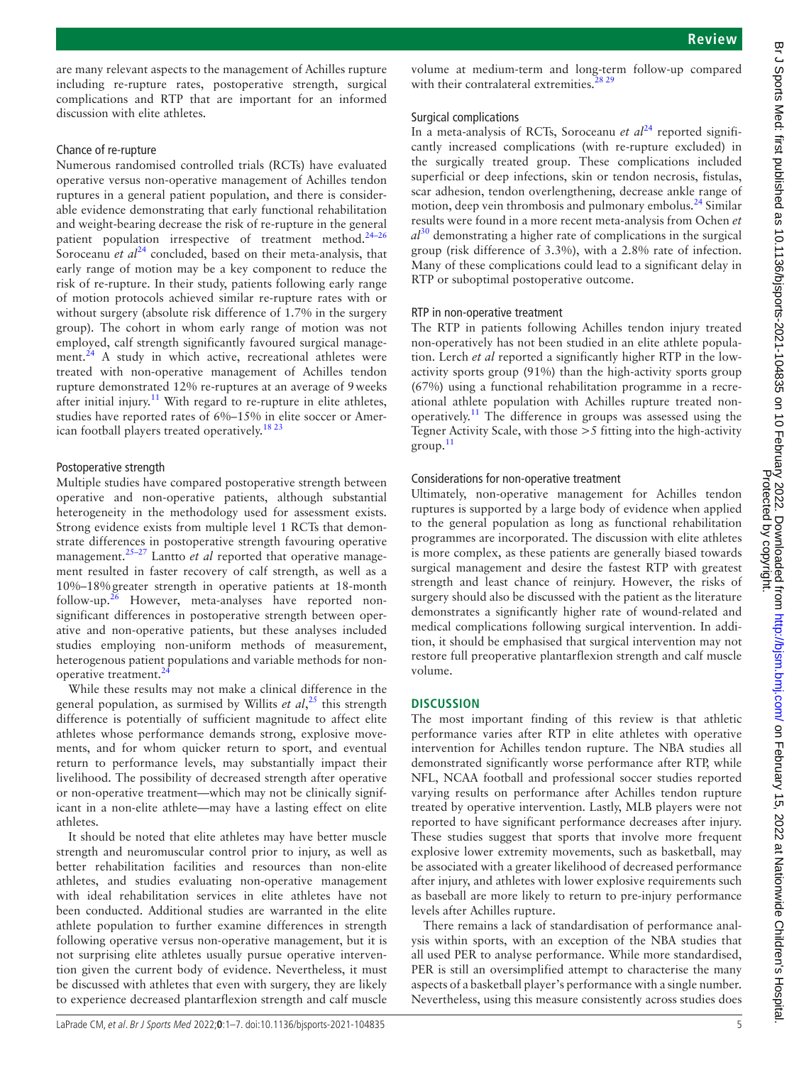are many relevant aspects to the management of Achilles rupture including re-rupture rates, postoperative strength, surgical complications and RTP that are important for an informed discussion with elite athletes.

### Chance of re-rupture

Numerous randomised controlled trials (RCTs) have evaluated operative versus non-operative management of Achilles tendon ruptures in a general patient population, and there is considerable evidence demonstrating that early functional rehabilitation and weight-bearing decrease the risk of re-rupture in the general patient population irrespective of treatment method.[24–26] Soroceanu *et al*[24] concluded, based on their meta-analysis, that early range of motion may be a key component to reduce the risk of re-rupture. In their study, patients following early range of motion protocols achieved similar re-rupture rates with or without surgery (absolute risk difference of 1.7% in the surgery group). The cohort in whom early range of motion was not employed, calf strength significantly favoured surgical management.[24] A study in which active, recreational athletes were treated with non-operative management of Achilles tendon rupture demonstrated 12% re-ruptures at an average of 9 weeks after initial injury.[11] With regard to re-rupture in elite athletes, studies have reported rates of 6%–15% in elite soccer or American football players treated operatively.[18 23]

### Postoperative strength

Multiple studies have compared postoperative strength between operative and non-operative patients, although substantial heterogeneity in the methodology used for assessment exists. Strong evidence exists from multiple level 1 RCTs that demonstrate differences in postoperative strength favouring operative management.[25–27] Lantto *et al* reported that operative management resulted in faster recovery of calf strength, as well as a 10%–18% greater strength in operative patients at 18-month follow-up.[26] However, meta-analyses have reported non-significant differences in postoperative strength between operative and non-operative patients, but these analyses included studies employing non-uniform methods of measurement, heterogenous patient populations and variable methods for non-operative treatment.[24]

While these results may not make a clinical difference in the general population, as surmised by Willits *et al*,[25] this strength difference is potentially of sufficient magnitude to affect elite athletes whose performance demands strong, explosive movements, and for whom quicker return to sport, and eventual return to performance levels, may substantially impact their livelihood. The possibility of decreased strength after operative or non-operative treatment—which may not be clinically significant in a non-elite athlete—may have a lasting effect on elite athletes.

It should be noted that elite athletes may have better muscle strength and neuromuscular control prior to injury, as well as better rehabilitation facilities and resources than non-elite athletes, and studies evaluating non-operative management with ideal rehabilitation services in elite athletes have not been conducted. Additional studies are warranted in the elite athlete population to further examine differences in strength following operative versus non-operative management, but it is not surprising elite athletes usually pursue operative intervention given the current body of evidence. Nevertheless, it must be discussed with athletes that even with surgery, they are likely to experience decreased plantarflexion strength and calf muscle volume at medium-term and long-term follow-up compared with their contralateral extremities.[28 29]

### Surgical complications

In a meta-analysis of RCTs, Soroceanu *et al*[24] reported significantly increased complications (with re-rupture excluded) in the surgically treated group. These complications included superficial or deep infections, skin or tendon necrosis, fistulas, scar adhesion, tendon overlengthening, decrease ankle range of motion, deep vein thrombosis and pulmonary embolus.[24] Similar results were found in a more recent meta-analysis from Ochen *et al*[30] demonstrating a higher rate of complications in the surgical group (risk difference of 3.3%), with a 2.8% rate of infection. Many of these complications could lead to a significant delay in RTP or suboptimal postoperative outcome.

### RTP in non-operative treatment

The RTP in patients following Achilles tendon injury treated non-operatively has not been studied in an elite athlete population. Lerch *et al* reported a significantly higher RTP in the low-activity sports group (91%) than the high-activity sports group (67%) using a functional rehabilitation programme in a recreational athlete population with Achilles rupture treated non-operatively.[11] The difference in groups was assessed using the Tegner Activity Scale, with those >5 fitting into the high-activity group.[11]

### Considerations for non-operative treatment

Ultimately, non-operative management for Achilles tendon ruptures is supported by a large body of evidence when applied to the general population as long as functional rehabilitation programmes are incorporated. The discussion with elite athletes is more complex, as these patients are generally biased towards surgical management and desire the fastest RTP with greatest strength and least chance of reinjury. However, the risks of surgery should also be discussed with the patient as the literature demonstrates a significantly higher rate of wound-related and medical complications following surgical intervention. In addition, it should be emphasised that surgical intervention may not restore full preoperative plantarflexion strength and calf muscle volume.

## DISCUSSION

The most important finding of this review is that athletic performance varies after RTP in elite athletes with operative intervention for Achilles tendon rupture. The NBA studies all demonstrated significantly worse performance after RTP, while NFL, NCAA football and professional soccer studies reported varying results on performance after Achilles tendon rupture treated by operative intervention. Lastly, MLB players were not reported to have significant performance decreases after injury. These studies suggest that sports that involve more frequent explosive lower extremity movements, such as basketball, may be associated with a greater likelihood of decreased performance after injury, and athletes with lower explosive requirements such as baseball are more likely to return to pre-injury performance levels after Achilles rupture.

There remains a lack of standardisation of performance analysis within sports, with an exception of the NBA studies that all used PER to analyse performance. While more standardised, PER is still an oversimplified attempt to characterise the many aspects of a basketball player's performance with a single number. Nevertheless, using this measure consistently across studies does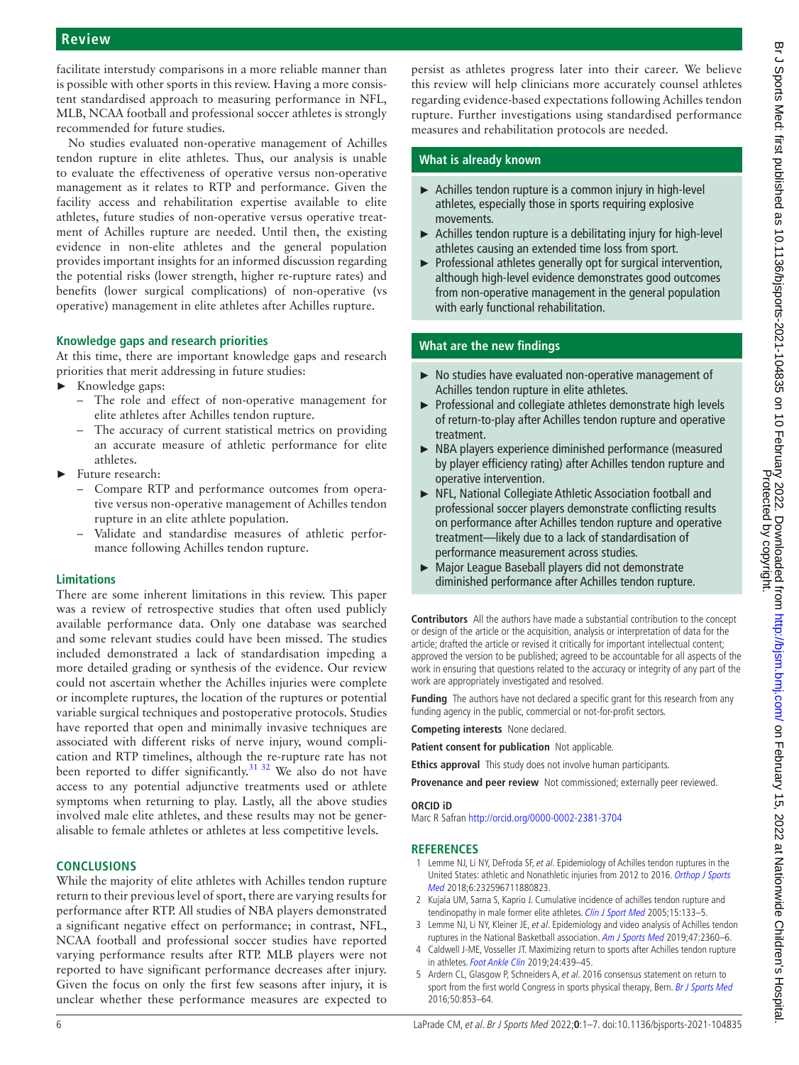facilitate interstudy comparisons in a more reliable manner than is possible with other sports in this review. Having a more consistent standardised approach to measuring performance in NFL, MLB, NCAA football and professional soccer athletes is strongly recommended for future studies.

No studies evaluated non-operative management of Achilles tendon rupture in elite athletes. Thus, our analysis is unable to evaluate the effectiveness of operative versus non-operative management as it relates to RTP and performance. Given the facility access and rehabilitation expertise available to elite athletes, future studies of non-operative versus operative treatment of Achilles rupture are needed. Until then, the existing evidence in non-elite athletes and the general population provides important insights for an informed discussion regarding the potential risks (lower strength, higher re-rupture rates) and benefits (lower surgical complications) of non-operative (vs operative) management in elite athletes after Achilles rupture.

### Knowledge gaps and research priorities

At this time, there are important knowledge gaps and research priorities that merit addressing in future studies:

- Knowledge gaps:
  - The role and effect of non-operative management for elite athletes after Achilles tendon rupture.
  - The accuracy of current statistical metrics on providing an accurate measure of athletic performance for elite athletes.
- Future research:
  - Compare RTP and performance outcomes from operative versus non-operative management of Achilles tendon rupture in an elite athlete population.
  - Validate and standardise measures of athletic performance following Achilles tendon rupture.

### Limitations

There are some inherent limitations in this review. This paper was a review of retrospective studies that often used publicly available performance data. Only one database was searched and some relevant studies could have been missed. The studies included demonstrated a lack of standardisation impeding a more detailed grading or synthesis of the evidence. Our review could not ascertain whether the Achilles injuries were complete or incomplete ruptures, the location of the ruptures or potential variable surgical techniques and postoperative protocols. Studies have reported that open and minimally invasive techniques are associated with different risks of nerve injury, wound complication and RTP timelines, although the re-rupture rate has not been reported to differ significantly.[31 32] We also do not have access to any potential adjunctive treatments used or athlete symptoms when returning to play. Lastly, all the above studies involved male elite athletes, and these results may not be generalisable to female athletes or athletes at less competitive levels.

## CONCLUSIONS

While the majority of elite athletes with Achilles tendon rupture return to their previous level of sport, there are varying results for performance after RTP. All studies of NBA players demonstrated a significant negative effect on performance; in contrast, NFL, NCAA football and professional soccer studies have reported varying performance results after RTP. MLB players were not reported to have significant performance decreases after injury. Given the focus on only the first few seasons after injury, it is unclear whether these performance measures are expected to persist as athletes progress later into their career. We believe this review will help clinicians more accurately counsel athletes regarding evidence-based expectations following Achilles tendon rupture. Further investigations using standardised performance measures and rehabilitation protocols are needed.

### What is already known

- Achilles tendon rupture is a common injury in high-level athletes, especially those in sports requiring explosive movements.
- Achilles tendon rupture is a debilitating injury for high-level athletes causing an extended time loss from sport.
- Professional athletes generally opt for surgical intervention, although high-level evidence demonstrates good outcomes from non-operative management in the general population with early functional rehabilitation.

### What are the new findings

- No studies have evaluated non-operative management of Achilles tendon rupture in elite athletes.
- Professional and collegiate athletes demonstrate high levels of return-to-play after Achilles tendon rupture and operative treatment.
- NBA players experience diminished performance (measured by player efficiency rating) after Achilles tendon rupture and operative intervention.
- NFL, National Collegiate Athletic Association football and professional soccer players demonstrate conflicting results on performance after Achilles tendon rupture and operative treatment—likely due to a lack of standardisation of performance measurement across studies.
- Major League Baseball players did not demonstrate diminished performance after Achilles tendon rupture.

**Contributors** All the authors have made a substantial contribution to the concept or design of the article or the acquisition, analysis or interpretation of data for the article; drafted the article or revised it critically for important intellectual content; approved the version to be published; agreed to be accountable for all aspects of the work in ensuring that questions related to the accuracy or integrity of any part of the work are appropriately investigated and resolved.

**Funding** The authors have not declared a specific grant for this research from any funding agency in the public, commercial or not-for-profit sectors.

**Competing interests** None declared.

**Patient consent for publication** Not applicable.

**Ethics approval** This study does not involve human participants.

**Provenance and peer review** Not commissioned; externally peer reviewed.

**ORCID iD**

Marc R Safran http://orcid.org/0000-0002-2381-3704

## REFERENCES

1. Lemme NJ, Li NY, DeFroda SF, *et al*. Epidemiology of Achilles tendon ruptures in the United States: athletic and Nonathletic injuries from 2012 to 2016. *Orthop J Sports Med* 2018;6:232596711880823.
2. Kujala UM, Sarna S, Kaprio J. Cumulative incidence of achilles tendon rupture and tendinopathy in male former elite athletes. *Clin J Sport Med* 2005;15:133–5.
3. Lemme NJ, Li NY, Kleiner JE, *et al*. Epidemiology and video analysis of Achilles tendon ruptures in the National Basketball association. *Am J Sports Med* 2019;47:2360–6.
4. Caldwell J-ME, Vosseller JT. Maximizing return to sports after Achilles tendon rupture in athletes. *Foot Ankle Clin* 2019;24:439–45.
5. Ardern CL, Glasgow P, Schneiders A, *et al*. 2016 consensus statement on return to sport from the first world Congress in sports physical therapy, Bern. *Br J Sports Med* 2016;50:853–64.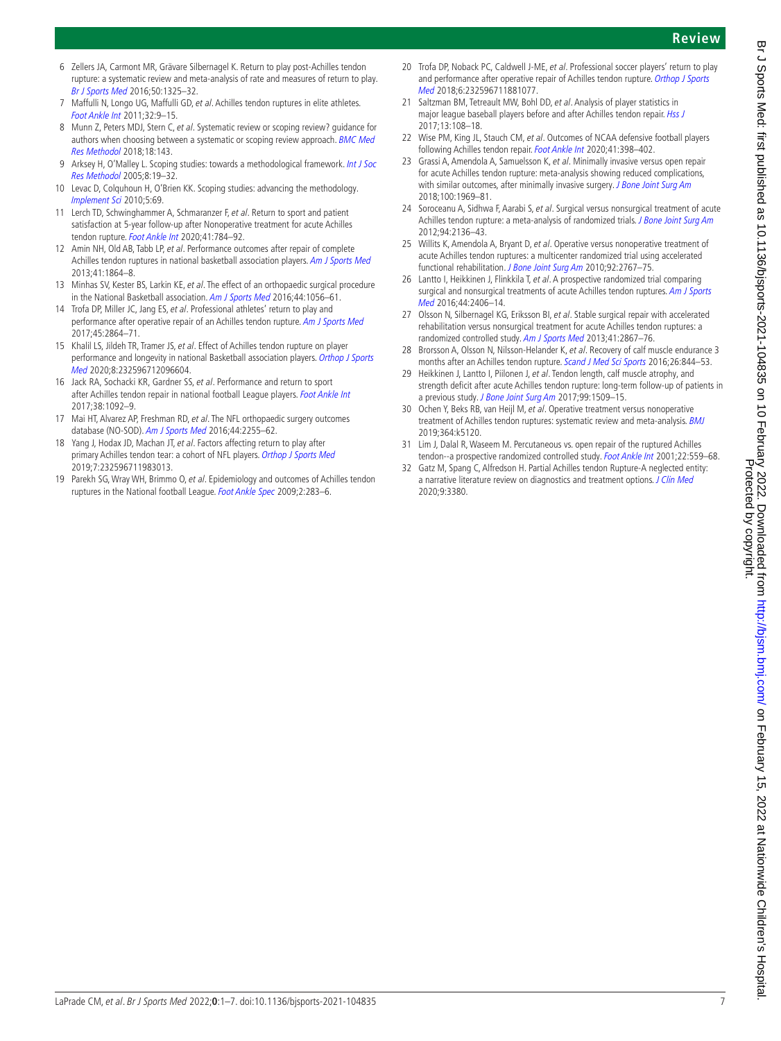6 Zellers JA, Carmont MR, Grävare Silbernagel K. Return to play post-Achilles tendon rupture: a systematic review and meta-analysis of rate and measures of return to play. *Br J Sports Med* 2016;50:1325–32.

7 Maffulli N, Longo UG, Maffulli GD, *et al*. Achilles tendon ruptures in elite athletes. *Foot Ankle Int* 2011;32:9–15.

8 Munn Z, Peters MDJ, Stern C, *et al*. Systematic review or scoping review? guidance for authors when choosing between a systematic or scoping review approach. *BMC Med Res Methodol* 2018;18:143.

9 Arksey H, O'Malley L. Scoping studies: towards a methodological framework. *Int J Soc Res Methodol* 2005;8:19–32.

10 Levac D, Colquhoun H, O'Brien KK. Scoping studies: advancing the methodology. *Implement Sci* 2010;5:69.

11 Lerch TD, Schwinghammer A, Schmaranzer F, *et al*. Return to sport and patient satisfaction at 5-year follow-up after Nonoperative treatment for acute Achilles tendon rupture. *Foot Ankle Int* 2020;41:784–92.

12 Amin NH, Old AB, Tabb LP, *et al*. Performance outcomes after repair of complete Achilles tendon ruptures in national basketball association players. *Am J Sports Med* 2013;41:1864–8.

13 Minhas SV, Kester BS, Larkin KE, *et al*. The effect of an orthopaedic surgical procedure in the National Basketball association. *Am J Sports Med* 2016;44:1056–61.

14 Trofa DP, Miller JC, Jang ES, *et al*. Professional athletes' return to play and performance after operative repair of an Achilles tendon rupture. *Am J Sports Med* 2017;45:2864–71.

15 Khalil LS, Jildeh TR, Tramer JS, *et al*. Effect of Achilles tendon rupture on player performance and longevity in national Basketball association players. *Orthop J Sports Med* 2020;8:232596712096604.

16 Jack RA, Sochacki KR, Gardner SS, *et al*. Performance and return to sport after Achilles tendon repair in national football League players. *Foot Ankle Int* 2017;38:1092–9.

17 Mai HT, Alvarez AP, Freshman RD, *et al*. The NFL orthopaedic surgery outcomes database (NO-SOD). *Am J Sports Med* 2016;44:2255–62.

18 Yang J, Hodax JD, Machan JT, *et al*. Factors affecting return to play after primary Achilles tendon tear: a cohort of NFL players. *Orthop J Sports Med* 2019;7:232596711983013.

19 Parekh SG, Wray WH, Brimmo O, *et al*. Epidemiology and outcomes of Achilles tendon ruptures in the National football League. *Foot Ankle Spec* 2009;2:283–6.

20 Trofa DP, Noback PC, Caldwell J-ME, *et al*. Professional soccer players' return to play and performance after operative repair of Achilles tendon rupture. *Orthop J Sports Med* 2018;6:232596711881077.

21 Saltzman BM, Tetreault MW, Bohl DD, *et al*. Analysis of player statistics in major league baseball players before and after Achilles tendon repair. *Hss J* 2017;13:108–18.

22 Wise PM, King JL, Stauch CM, *et al*. Outcomes of NCAA defensive football players following Achilles tendon repair. *Foot Ankle Int* 2020;41:398–402.

23 Grassi A, Amendola A, Samuelsson K, *et al*. Minimally invasive versus open repair for acute Achilles tendon rupture: meta-analysis showing reduced complications, with similar outcomes, after minimally invasive surgery. *J Bone Joint Surg Am* 2018;100:1969–81.

24 Soroceanu A, Sidhwa F, Aarabi S, *et al*. Surgical versus nonsurgical treatment of acute Achilles tendon rupture: a meta-analysis of randomized trials. *J Bone Joint Surg Am* 2012;94:2136–43.

25 Willits K, Amendola A, Bryant D, *et al*. Operative versus nonoperative treatment of acute Achilles tendon ruptures: a multicenter randomized trial using accelerated functional rehabilitation. *J Bone Joint Surg Am* 2010;92:2767–75.

26 Lantto I, Heikkinen J, Flinkkila T, *et al*. A prospective randomized trial comparing surgical and nonsurgical treatments of acute Achilles tendon ruptures. *Am J Sports Med* 2016;44:2406–14.

27 Olsson N, Silbernagel KG, Eriksson BI, *et al*. Stable surgical repair with accelerated rehabilitation versus nonsurgical treatment for acute Achilles tendon ruptures: a randomized controlled study. *Am J Sports Med* 2013;41:2867–76.

28 Brorsson A, Olsson N, Nilsson-Helander K, *et al*. Recovery of calf muscle endurance 3 months after an Achilles tendon rupture. *Scand J Med Sci Sports* 2016;26:844–53.

29 Heikkinen J, Lantto I, Piilonen J, *et al*. Tendon length, calf muscle atrophy, and strength deficit after acute Achilles tendon rupture: long-term follow-up of patients in a previous study. *J Bone Joint Surg Am* 2017;99:1509–15.

30 Ochen Y, Beks RB, van Heijl M, *et al*. Operative treatment versus nonoperative treatment of Achilles tendon ruptures: systematic review and meta-analysis. *BMJ* 2019;364:k5120.

31 Lim J, Dalal R, Waseem M. Percutaneous vs. open repair of the ruptured Achilles tendon--a prospective randomized controlled study. *Foot Ankle Int* 2001;22:559–68.

32 Gatz M, Spang C, Alfredson H. Partial Achilles tendon Rupture-A neglected entity: a narrative literature review on diagnostics and treatment options. *J Clin Med* 2020;9:3380.